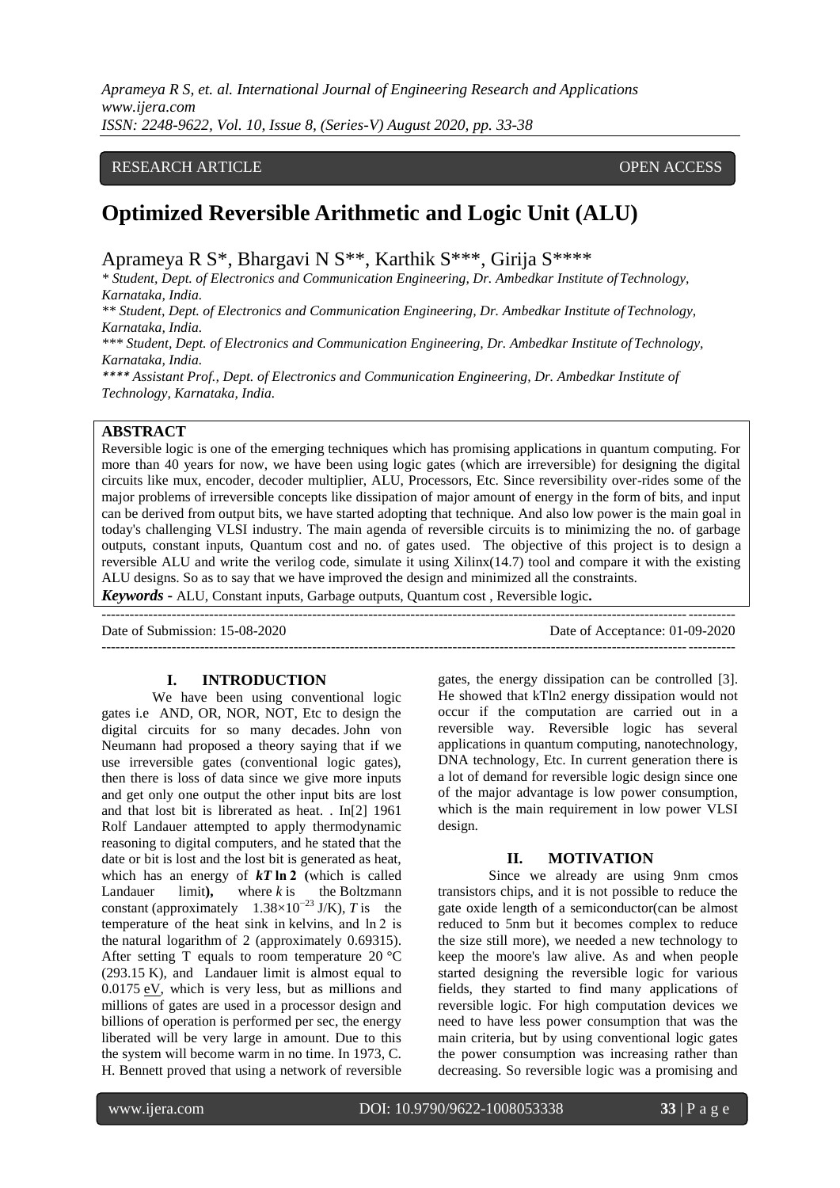RESEARCH ARTICLE OPEN ACCESS

# Optimized Reversible Arithmetic and Logic Unit (ALU)

Aprameya R S*, Bhargavi N S**, Karthik S***, Girija S****

*\* Student, Dept. of Electronics and Communication Engineering, Dr. Ambedkar Institute of Technology, Karnataka, India.*
*\*\* Student, Dept. of Electronics and Communication Engineering, Dr. Ambedkar Institute of Technology, Karnataka, India.*
*\*\*\* Student, Dept. of Electronics and Communication Engineering, Dr. Ambedkar Institute of Technology, Karnataka, India.*
*\*\*\*\* Assistant Prof., Dept. of Electronics and Communication Engineering, Dr. Ambedkar Institute of Technology, Karnataka, India.*

## ABSTRACT

Reversible logic is one of the emerging techniques which has promising applications in quantum computing. For more than 40 years for now, we have been using logic gates (which are irreversible) for designing the digital circuits like mux, encoder, decoder multiplier, ALU, Processors, Etc. Since reversibility over-rides some of the major problems of irreversible concepts like dissipation of major amount of energy in the form of bits, and input can be derived from output bits, we have started adopting that technique. And also low power is the main goal in today's challenging VLSI industry. The main agenda of reversible circuits is to minimizing the no. of garbage outputs, constant inputs, Quantum cost and no. of gates used. The objective of this project is to design a reversible ALU and write the verilog code, simulate it using Xilinx(14.7) tool and compare it with the existing ALU designs. So as to say that we have improved the design and minimized all the constraints.

***Keywords -*** ALU, Constant inputs, Garbage outputs, Quantum cost , Reversible logic**.**

---

Date of Submission: 15-08-2020 Date of Acceptance: 01-09-2020

---

## I. INTRODUCTION

We have been using conventional logic gates i.e AND, OR, NOR, NOT, Etc to design the digital circuits for so many decades. John von Neumann had proposed a theory saying that if we use irreversible gates (conventional logic gates), then there is loss of data since we give more inputs and get only one output the other input bits are lost and that lost bit is librerated as heat. . In[2] 1961 Rolf Landauer attempted to apply thermodynamic reasoning to digital computers, and he stated that the date or bit is lost and the lost bit is generated as heat, which has an energy of ***kT* ln 2** **(**which is called Landauer limit**),** where $k$ is the Boltzmann constant (approximately $1.38\times10^{-23}$ J/K), $T$ is the temperature of the heat sink in kelvins, and ln 2 is the natural logarithm of 2 (approximately 0.69315). After setting T equals to room temperature 20 °C (293.15 K), and Landauer limit is almost equal to 0.0175 eV, which is very less, but as millions and millions of gates are used in a processor design and billions of operation is performed per sec, the energy liberated will be very large in amount. Due to this the system will become warm in no time. In 1973, C. H. Bennett proved that using a network of reversible gates, the energy dissipation can be controlled [3]. He showed that kTln2 energy dissipation would not occur if the computation are carried out in a reversible way. Reversible logic has several applications in quantum computing, nanotechnology, DNA technology, Etc. In current generation there is a lot of demand for reversible logic design since one of the major advantage is low power consumption, which is the main requirement in low power VLSI design.

## II. MOTIVATION

Since we already are using 9nm cmos transistors chips, and it is not possible to reduce the gate oxide length of a semiconductor(can be almost reduced to 5nm but it becomes complex to reduce the size still more), we needed a new technology to keep the moore's law alive. As and when people started designing the reversible logic for various fields, they started to find many applications of reversible logic. For high computation devices we need to have less power consumption that was the main criteria, but by using conventional logic gates the power consumption was increasing rather than decreasing. So reversible logic was a promising and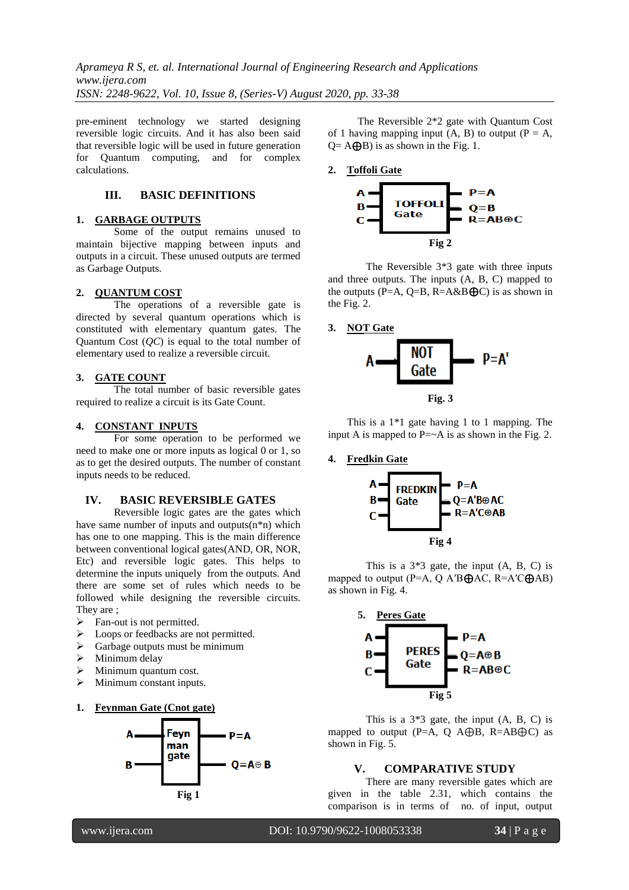pre-eminent technology we started designing reversible logic circuits. And it has also been said that reversible logic will be used in future generation for Quantum computing, and for complex calculations.

## III. BASIC DEFINITIONS

### 1. GARBAGE OUTPUTS

Some of the output remains unused to maintain bijective mapping between inputs and outputs in a circuit. These unused outputs are termed as Garbage Outputs.

### 2. QUANTUM COST

The operations of a reversible gate is directed by several quantum operations which is constituted with elementary quantum gates. The Quantum Cost (*QC*) is equal to the total number of elementary used to realize a reversible circuit.

### 3. GATE COUNT

The total number of basic reversible gates required to realize a circuit is its Gate Count.

### 4. CONSTANT INPUTS

For some operation to be performed we need to make one or more inputs as logical 0 or 1, so as to get the desired outputs. The number of constant inputs needs to be reduced.

## IV. BASIC REVERSIBLE GATES

Reversible logic gates are the gates which have same number of inputs and outputs(n*n) which has one to one mapping. This is the main difference between conventional logical gates(AND, OR, NOR, Etc) and reversible logic gates. This helps to determine the inputs uniquely from the outputs. And there are some set of rules which needs to be followed while designing the reversible circuits. They are ;

- Fan-out is not permitted.
- Loops or feedbacks are not permitted.
- Garbage outputs must be minimum
- Minimum delay
- Minimum quantum cost.
- Minimum constant inputs.

### 1. Feynman Gate (Cnot gate)

Fig 1

The Reversible 2*2 gate with Quantum Cost of 1 having mapping input (A, B) to output (P = A, Q= A⊕B) is as shown in the Fig. 1.

### 2. Toffoli Gate

Fig 2

The Reversible 3*3 gate with three inputs and three outputs. The inputs (A, B, C) mapped to the outputs (P=A, Q=B, R=A&B⊕C) is as shown in the Fig. 2.

### 3. NOT Gate

Fig. 3

This is a 1*1 gate having 1 to 1 mapping. The input A is mapped to P=~A is as shown in the Fig. 2.

### 4. Fredkin Gate

Fig 4

This is a 3*3 gate, the input (A, B, C) is mapped to output (P=A, Q A′B⊕AC, R=A′C⊕AB) as shown in Fig. 4.

### 5. Peres Gate

Fig 5

This is a 3*3 gate, the input (A, B, C) is mapped to output (P=A, Q A⊕B, R=AB⊕C) as shown in Fig. 5.

## V. COMPARATIVE STUDY

There are many reversible gates which are given in the table 2.31, which contains the comparison is in terms of no. of input, output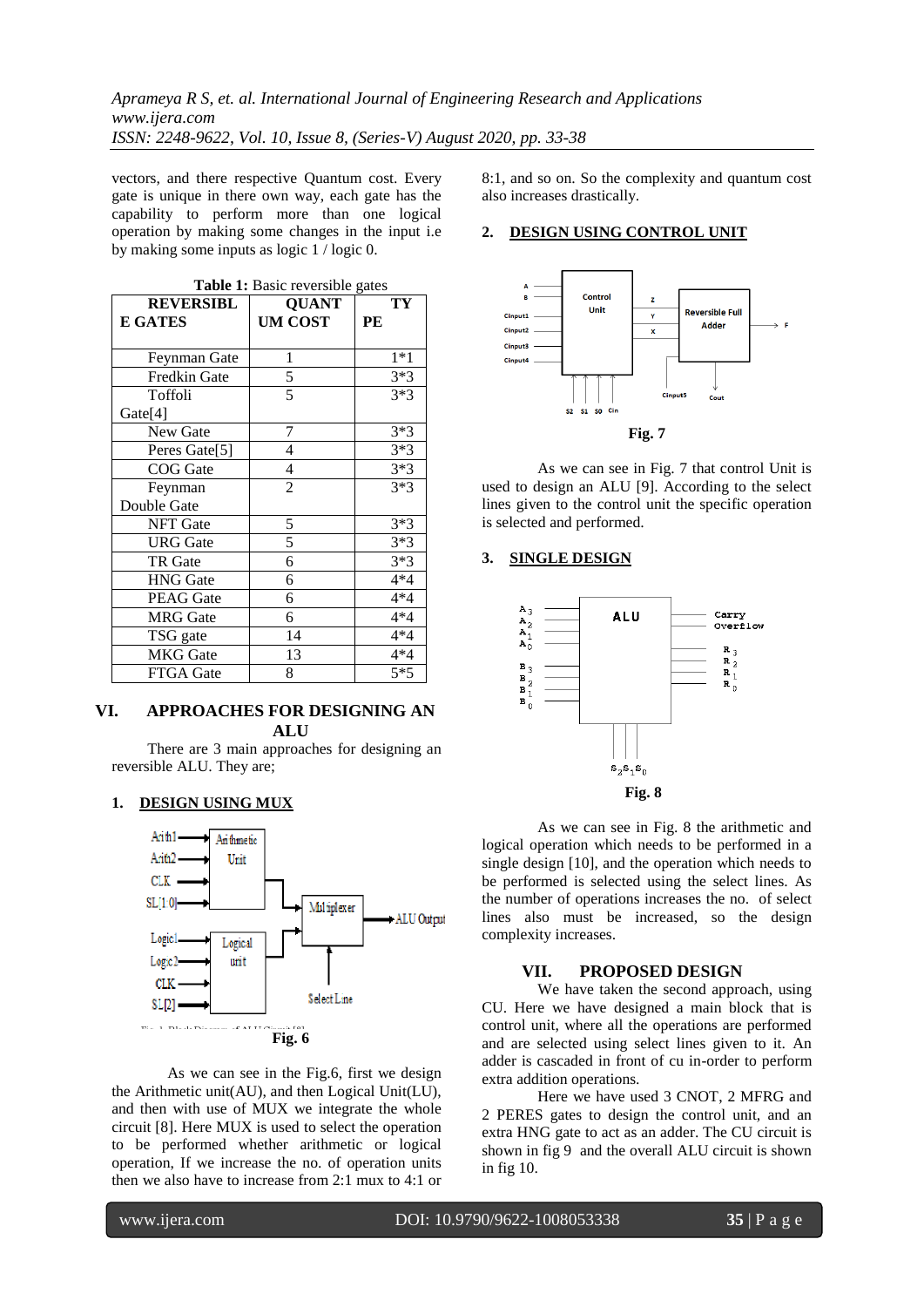vectors, and there respective Quantum cost. Every gate is unique in there own way, each gate has the capability to perform more than one logical operation by making some changes in the input i.e by making some inputs as logic 1 / logic 0.

**Table 1:** Basic reversible gates

| REVERSIBLE GATES | QUANTUM COST | TYPE |
|---|---|---|
| Feynman Gate | 1 | 1*1 |
| Fredkin Gate | 5 | 3*3 |
| Toffoli Gate[4] | 5 | 3*3 |
| New Gate | 7 | 3*3 |
| Peres Gate[5] | 4 | 3*3 |
| COG Gate | 4 | 3*3 |
| Feynman Double Gate | 2 | 3*3 |
| NFT Gate | 5 | 3*3 |
| URG Gate | 5 | 3*3 |
| TR Gate | 6 | 3*3 |
| HNG Gate | 6 | 4*4 |
| PEAG Gate | 6 | 4*4 |
| MRG Gate | 6 | 4*4 |
| TSG gate | 14 | 4*4 |
| MKG Gate | 13 | 4*4 |
| FTGA Gate | 8 | 5*5 |

## VI. APPROACHES FOR DESIGNING AN ALU

There are 3 main approaches for designing an reversible ALU. They are;

### 1. DESIGN USING MUX

Fig. 6

As we can see in the Fig.6, first we design the Arithmetic unit(AU), and then Logical Unit(LU), and then with use of MUX we integrate the whole circuit [8]. Here MUX is used to select the operation to be performed whether arithmetic or logical operation, If we increase the no. of operation units then we also have to increase from 2:1 mux to 4:1 or 8:1, and so on. So the complexity and quantum cost also increases drastically.

### 2. DESIGN USING CONTROL UNIT

Fig. 7

As we can see in Fig. 7 that control Unit is used to design an ALU [9]. According to the select lines given to the control unit the specific operation is selected and performed.

### 3. SINGLE DESIGN

Fig. 8

As we can see in Fig. 8 the arithmetic and logical operation which needs to be performed in a single design [10], and the operation which needs to be performed is selected using the select lines. As the number of operations increases the no. of select lines also must be increased, so the design complexity increases.

## VII. PROPOSED DESIGN

We have taken the second approach, using CU. Here we have designed a main block that is control unit, where all the operations are performed and are selected using select lines given to it. An adder is cascaded in front of cu in-order to perform extra addition operations.

Here we have used 3 CNOT, 2 MFRG and 2 PERES gates to design the control unit, and an extra HNG gate to act as an adder. The CU circuit is shown in fig 9 and the overall ALU circuit is shown in fig 10.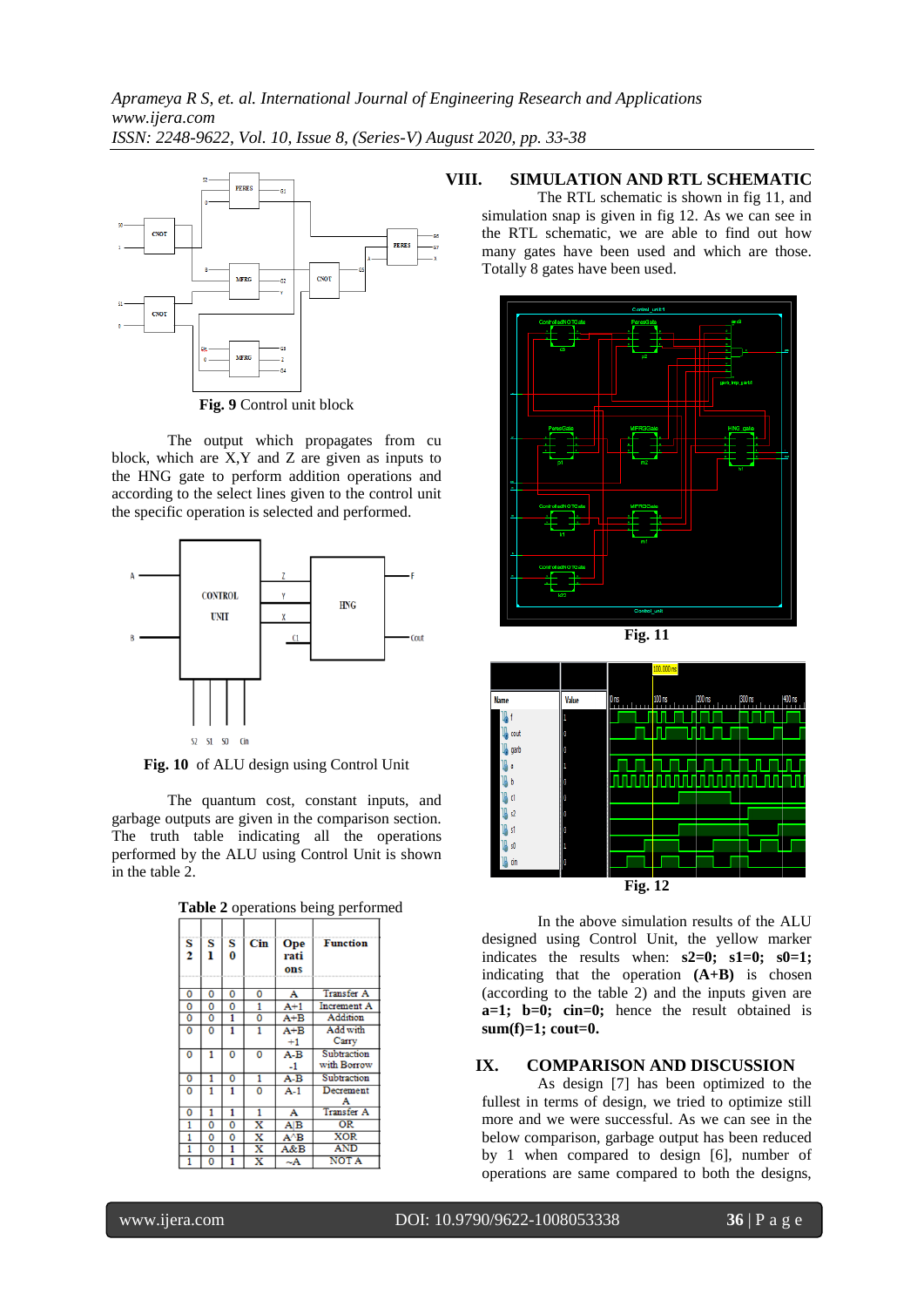**Fig. 9** Control unit block

The output which propagates from cu block, which are X,Y and Z are given as inputs to the HNG gate to perform addition operations and according to the select lines given to the control unit the specific operation is selected and performed.

**Fig. 10** of ALU design using Control Unit

The quantum cost, constant inputs, and garbage outputs are given in the comparison section. The truth table indicating all the operations performed by the ALU using Control Unit is shown in the table 2.

**Table 2** operations being performed

| S2 | S1 | S0 | Cin | Operations | Function |
|---|---|---|---|---|---|
| 0 | 0 | 0 | 0 | A | Transfer A |
| 0 | 0 | 0 | 1 | A+1 | Increment A |
| 0 | 0 | 1 | 0 | A+B | Addition |
| 0 | 0 | 1 | 1 | A+B +1 | Add with Carry |
| 0 | 1 | 0 | 0 | A-B -1 | Subtraction with Borrow |
| 0 | 1 | 0 | 1 | A-B | Subtraction |
| 0 | 1 | 1 | 0 | A-1 | Decrement A |
| 0 | 1 | 1 | 1 | A | Transfer A |
| 1 | 0 | 0 | X | A\|B | OR |
| 1 | 0 | 0 | X | A^B | XOR |
| 1 | 0 | 1 | X | A&B | AND |
| 1 | 0 | 1 | X | ~A | NOT A |

## VIII. SIMULATION AND RTL SCHEMATIC

The RTL schematic is shown in fig 11, and simulation snap is given in fig 12. As we can see in the RTL schematic, we are able to find out how many gates have been used and which are those. Totally 8 gates have been used.

**Fig. 11**

**Fig. 12**

In the above simulation results of the ALU designed using Control Unit, the yellow marker indicates the results when: **s2=0; s1=0; s0=1;** indicating that the operation **(A+B)** is chosen (according to the table 2) and the inputs given are **a=1; b=0; cin=0;** hence the result obtained is **sum(f)=1; cout=0.**

## IX. COMPARISON AND DISCUSSION

As design [7] has been optimized to the fullest in terms of design, we tried to optimize still more and we were successful. As we can see in the below comparison, garbage output has been reduced by 1 when compared to design [6], number of operations are same compared to both the designs,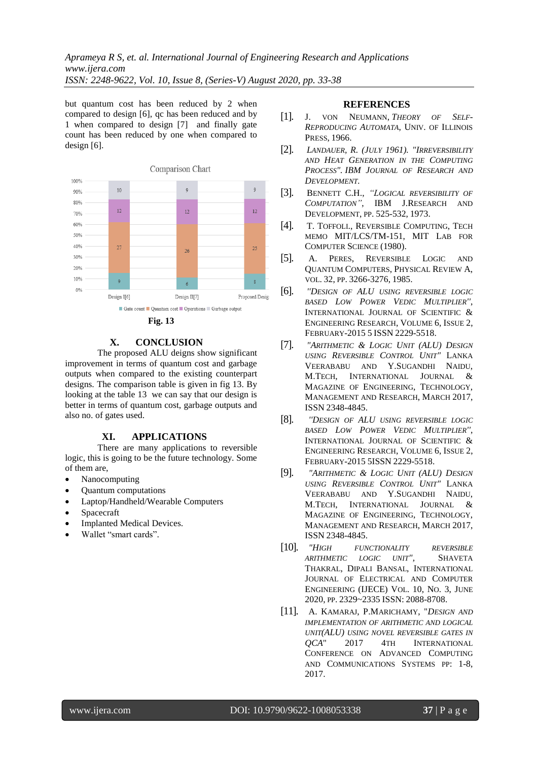but quantum cost has been reduced by 2 when compared to design [6], qc has been reduced and by 1 when compared to design [7] and finally gate count has been reduced by one when compared to design [6].

Comparison Chart

| | Design I[6] | Design II[7] | Proposed Design |
|---|---|---|---|
| Gate count | 9 | 6 | 8 |
| Quantum cost | 27 | 26 | 25 |
| Operations | 12 | 12 | 12 |
| Garbage output | 10 | 9 | 9 |

**Fig. 13**

## X. CONCLUSION

The proposed ALU deigns show significant improvement in terms of quantum cost and garbage outputs when compared to the existing counterpart designs. The comparison table is given in fig 13. By looking at the table 13 we can say that our design is better in terms of quantum cost, garbage outputs and also no. of gates used.

## XI. APPLICATIONS

There are many applications to reversible logic, this is going to be the future technology. Some of them are,

- Nanocomputing
- Quantum computations
- Laptop/Handheld/Wearable Computers
- Spacecraft
- Implanted Medical Devices.
- Wallet "smart cards".

## REFERENCES

[1]. J. von Neumann, *Theory of Self-Reproducing Automata*, Univ. of Illinois Press, 1966.

[2]. *Landauer, R. (July 1961). "Irreversibility and Heat Generation in the Computing Process". IBM Journal of Research and Development.*

[3]. Bennett C.H., *"Logical reversibility of Computation"*, IBM J.Research and Development, pp. 525-532, 1973.

[4]. T. Toffoli., Reversible Computing, Tech memo MIT/LCS/TM-151, MIT Lab for Computer Science (1980).

[5]. A. Peres, Reversible Logic and Quantum Computers, Physical Review A, vol. 32, pp. 3266-3276, 1985.

[6]. *"Design of ALU using reversible logic based Low Power Vedic Multiplier"*, International Journal of Scientific & Engineering Research, Volume 6, Issue 2, February-2015 5 ISSN 2229-5518.

[7]. *"Arithmetic & Logic Unit (ALU) Design using Reversible Control Unit"* Lanka Veerababu and Y.Sugandhi Naidu, M.Tech, International Journal & Magazine of Engineering, Technology, Management and Research, March 2017, ISSN 2348-4845.

[8]. *"Design of ALU using reversible logic based Low Power Vedic Multiplier"*, International Journal of Scientific & Engineering Research, Volume 6, Issue 2, February-2015 5ISSN 2229-5518.

[9]. *"Arithmetic & Logic Unit (ALU) Design using Reversible Control Unit"* Lanka Veerababu and Y.Sugandhi Naidu, M.Tech, International Journal & Magazine of Engineering, Technology, Management and Research, March 2017, ISSN 2348-4845.

[10]. *"High functionality reversible arithmetic logic unit"*, Shaveta Thakral, Dipali Bansal, International Journal of Electrical and Computer Engineering (IJECE) Vol. 10, No. 3, June 2020, pp. 2329~2335 ISSN: 2088-8708.

[11]. A. Kamaraj, P.Marichamy, "*Design and implementation of arithmetic and logical unit(ALU) using novel reversible gates in QCA*" 2017 4th International Conference on Advanced Computing and Communications Systems pp: 1-8, 2017.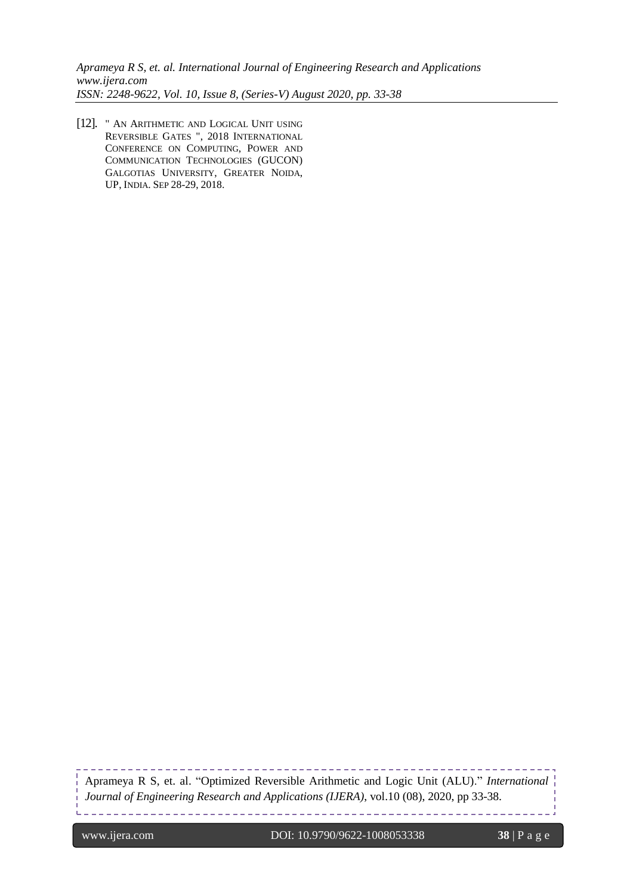[12]. " An Arithmetic and Logical Unit using Reversible Gates ", 2018 International Conference on Computing, Power and Communication Technologies (GUCON) Galgotias University, Greater Noida, UP, India. Sep 28-29, 2018.

Aprameya R S, et. al. "Optimized Reversible Arithmetic and Logic Unit (ALU)." *International Journal of Engineering Research and Applications (IJERA)*, vol.10 (08), 2020, pp 33-38.